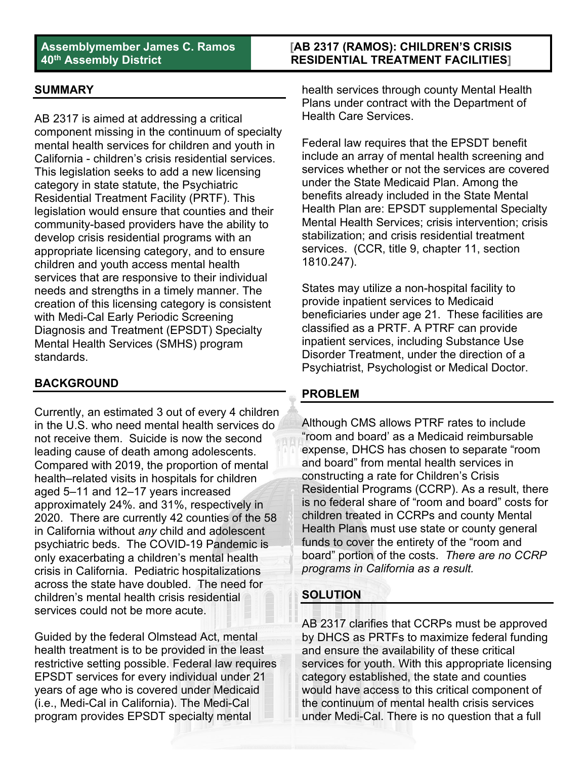**Assemblymember James C. Ramos**
**40th Assembly District**

# [AB 2317 (RAMOS): CHILDREN'S CRISIS RESIDENTIAL TREATMENT FACILITIES]

## SUMMARY

AB 2317 is aimed at addressing a critical component missing in the continuum of specialty mental health services for children and youth in California - children's crisis residential services. This legislation seeks to add a new licensing category in state statute, the Psychiatric Residential Treatment Facility (PRTF). This legislation would ensure that counties and their community-based providers have the ability to develop crisis residential programs with an appropriate licensing category, and to ensure children and youth access mental health services that are responsive to their individual needs and strengths in a timely manner. The creation of this licensing category is consistent with Medi-Cal Early Periodic Screening Diagnosis and Treatment (EPSDT) Specialty Mental Health Services (SMHS) program standards.

## BACKGROUND

Currently, an estimated 3 out of every 4 children in the U.S. who need mental health services do not receive them. Suicide is now the second leading cause of death among adolescents. Compared with 2019, the proportion of mental health–related visits in hospitals for children aged 5–11 and 12–17 years increased approximately 24%. and 31%, respectively in 2020. There are currently 42 counties of the 58 in California without *any* child and adolescent psychiatric beds. The COVID-19 Pandemic is only exacerbating a children's mental health crisis in California. Pediatric hospitalizations across the state have doubled. The need for children's mental health crisis residential services could not be more acute.

Guided by the federal Olmstead Act, mental health treatment is to be provided in the least restrictive setting possible. Federal law requires EPSDT services for every individual under 21 years of age who is covered under Medicaid (i.e., Medi-Cal in California). The Medi-Cal program provides EPSDT specialty mental health services through county Mental Health Plans under contract with the Department of Health Care Services.

Federal law requires that the EPSDT benefit include an array of mental health screening and services whether or not the services are covered under the State Medicaid Plan. Among the benefits already included in the State Mental Health Plan are: EPSDT supplemental Specialty Mental Health Services; crisis intervention; crisis stabilization; and crisis residential treatment services. (CCR, title 9, chapter 11, section 1810.247).

States may utilize a non-hospital facility to provide inpatient services to Medicaid beneficiaries under age 21. These facilities are classified as a PRTF. A PTRF can provide inpatient services, including Substance Use Disorder Treatment, under the direction of a Psychiatrist, Psychologist or Medical Doctor.

## PROBLEM

Although CMS allows PTRF rates to include "room and board' as a Medicaid reimbursable expense, DHCS has chosen to separate "room and board" from mental health services in constructing a rate for Children's Crisis Residential Programs (CCRP). As a result, there is no federal share of "room and board" costs for children treated in CCRPs and county Mental Health Plans must use state or county general funds to cover the entirety of the "room and board" portion of the costs. *There are no CCRP programs in California as a result.*

## SOLUTION

AB 2317 clarifies that CCRPs must be approved by DHCS as PRTFs to maximize federal funding and ensure the availability of these critical services for youth. With this appropriate licensing category established, the state and counties would have access to this critical component of the continuum of mental health crisis services under Medi-Cal. There is no question that a full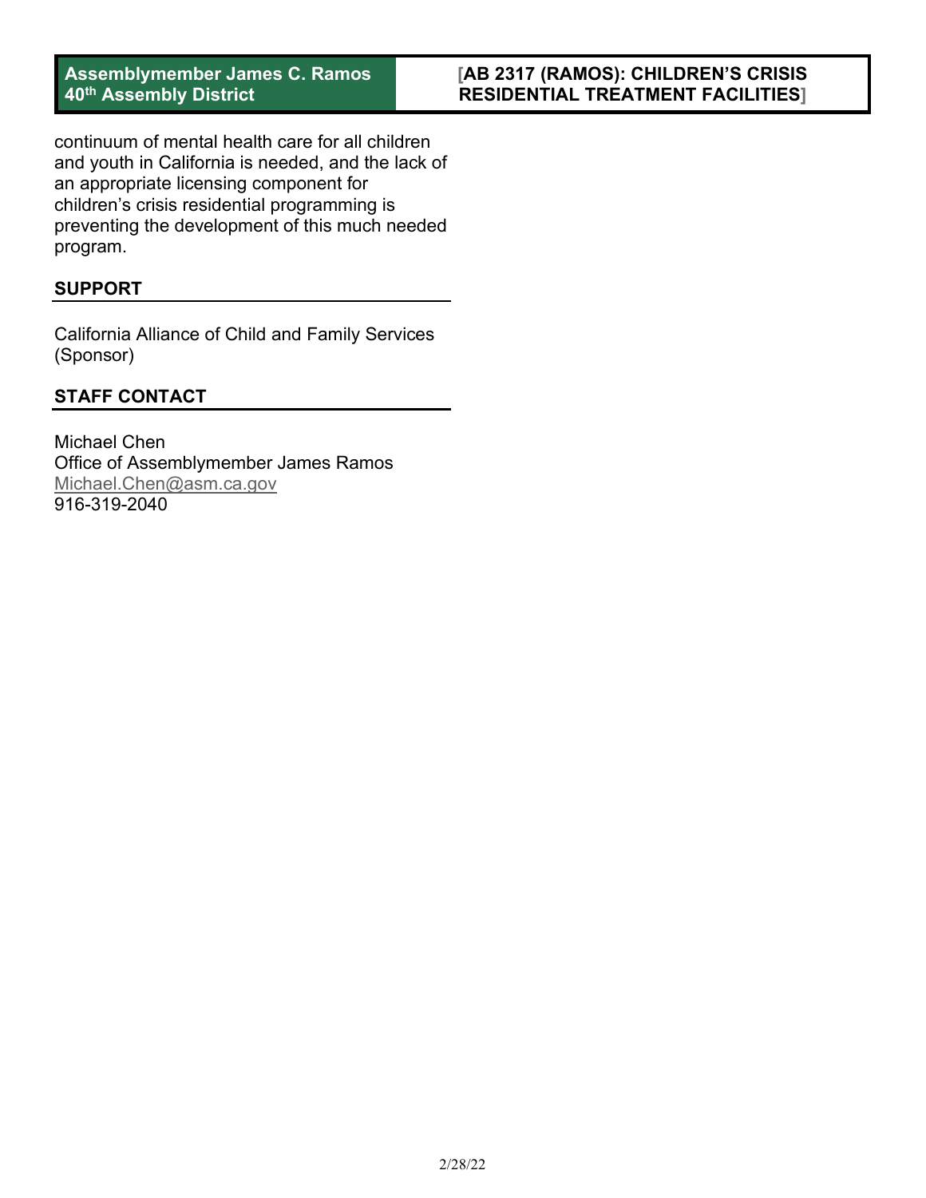continuum of mental health care for all children and youth in California is needed, and the lack of an appropriate licensing component for children's crisis residential programming is preventing the development of this much needed program.

## SUPPORT

California Alliance of Child and Family Services (Sponsor)

## STAFF CONTACT

Michael Chen
Office of Assemblymember James Ramos
Michael.Chen@asm.ca.gov
916-319-2040